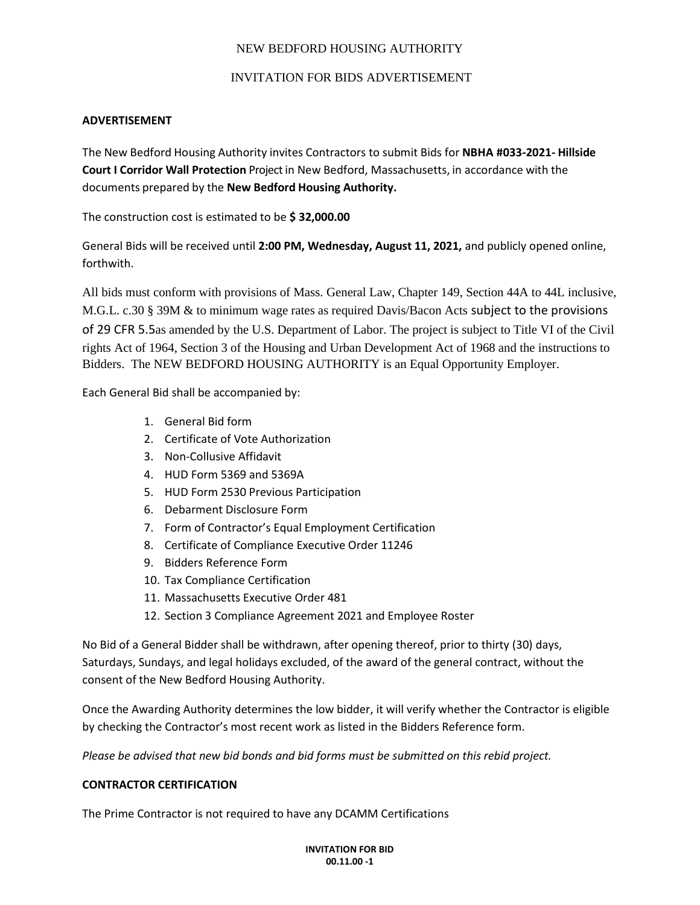# NEW BEDFORD HOUSING AUTHORITY

## INVITATION FOR BIDS ADVERTISEMENT

**ADVERTISEMENT**

The New Bedford Housing Authority invites Contractors to submit Bids for **NBHA #033-2021- Hillside Court I Corridor Wall Protection** Project in New Bedford, Massachusetts, in accordance with the documents prepared by the **New Bedford Housing Authority.**

The construction cost is estimated to be **$ 32,000.00**

General Bids will be received until **2:00 PM, Wednesday, August 11, 2021,** and publicly opened online, forthwith.

All bids must conform with provisions of Mass. General Law, Chapter 149, Section 44A to 44L inclusive, M.G.L. c.30 § 39M & to minimum wage rates as required Davis/Bacon Acts subject to the provisions of 29 CFR 5.5as amended by the U.S. Department of Labor. The project is subject to Title VI of the Civil rights Act of 1964, Section 3 of the Housing and Urban Development Act of 1968 and the instructions to Bidders. The NEW BEDFORD HOUSING AUTHORITY is an Equal Opportunity Employer.

Each General Bid shall be accompanied by:

1. General Bid form
2. Certificate of Vote Authorization
3. Non-Collusive Affidavit
4. HUD Form 5369 and 5369A
5. HUD Form 2530 Previous Participation
6. Debarment Disclosure Form
7. Form of Contractor's Equal Employment Certification
8. Certificate of Compliance Executive Order 11246
9. Bidders Reference Form
10. Tax Compliance Certification
11. Massachusetts Executive Order 481
12. Section 3 Compliance Agreement 2021 and Employee Roster

No Bid of a General Bidder shall be withdrawn, after opening thereof, prior to thirty (30) days, Saturdays, Sundays, and legal holidays excluded, of the award of the general contract, without the consent of the New Bedford Housing Authority.

Once the Awarding Authority determines the low bidder, it will verify whether the Contractor is eligible by checking the Contractor's most recent work as listed in the Bidders Reference form.

*Please be advised that new bid bonds and bid forms must be submitted on this rebid project.*

**CONTRACTOR CERTIFICATION**

The Prime Contractor is not required to have any DCAMM Certifications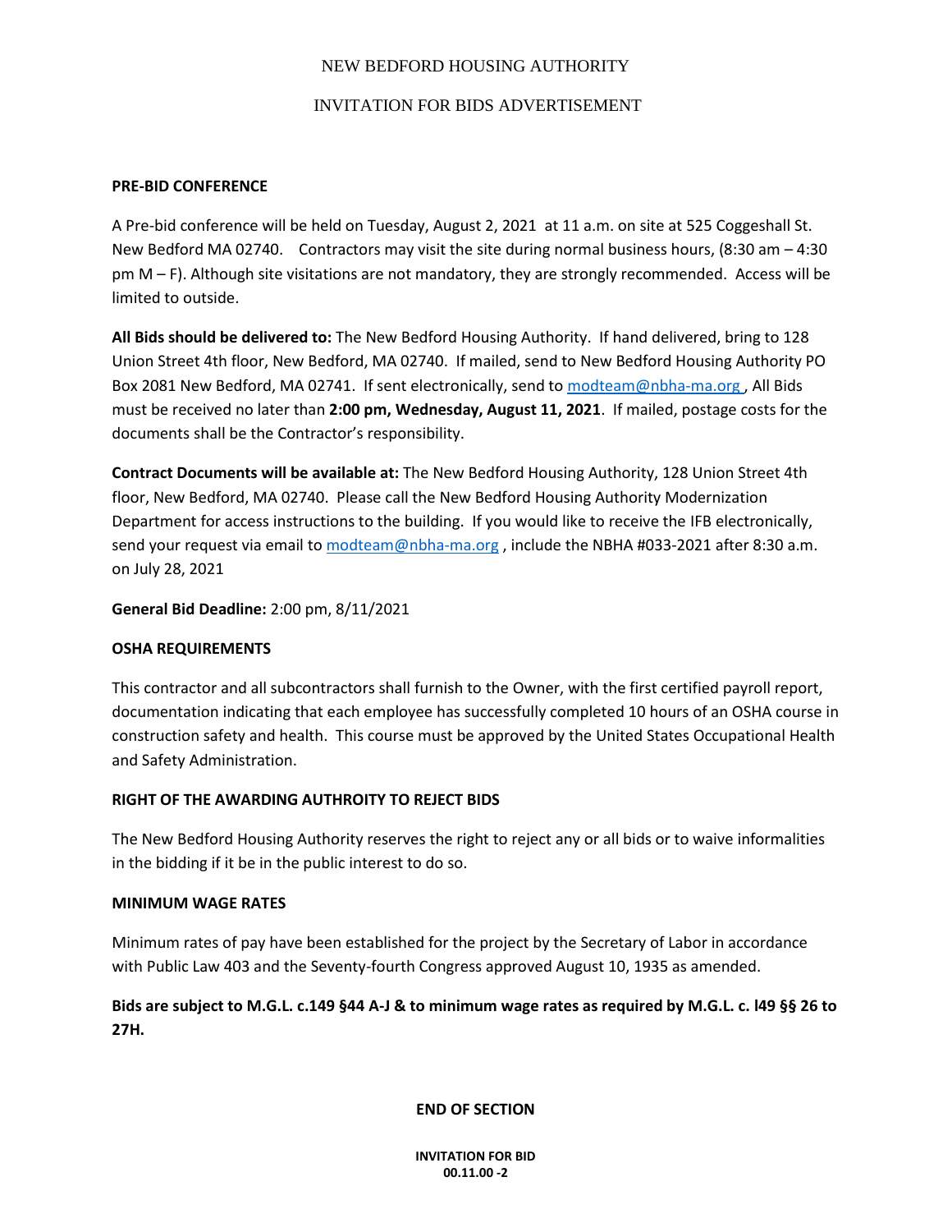NEW BEDFORD HOUSING AUTHORITY

INVITATION FOR BIDS ADVERTISEMENT

**PRE-BID CONFERENCE**

A Pre-bid conference will be held on Tuesday, August 2, 2021 at 11 a.m. on site at 525 Coggeshall St. New Bedford MA 02740. Contractors may visit the site during normal business hours, (8:30 am – 4:30 pm M – F). Although site visitations are not mandatory, they are strongly recommended. Access will be limited to outside.

**All Bids should be delivered to:** The New Bedford Housing Authority. If hand delivered, bring to 128 Union Street 4th floor, New Bedford, MA 02740. If mailed, send to New Bedford Housing Authority PO Box 2081 New Bedford, MA 02741. If sent electronically, send to modteam@nbha-ma.org , All Bids must be received no later than **2:00 pm, Wednesday, August 11, 2021**. If mailed, postage costs for the documents shall be the Contractor's responsibility.

**Contract Documents will be available at:** The New Bedford Housing Authority, 128 Union Street 4th floor, New Bedford, MA 02740. Please call the New Bedford Housing Authority Modernization Department for access instructions to the building. If you would like to receive the IFB electronically, send your request via email to modteam@nbha-ma.org , include the NBHA #033-2021 after 8:30 a.m. on July 28, 2021

**General Bid Deadline:** 2:00 pm, 8/11/2021

**OSHA REQUIREMENTS**

This contractor and all subcontractors shall furnish to the Owner, with the first certified payroll report, documentation indicating that each employee has successfully completed 10 hours of an OSHA course in construction safety and health. This course must be approved by the United States Occupational Health and Safety Administration.

**RIGHT OF THE AWARDING AUTHROITY TO REJECT BIDS**

The New Bedford Housing Authority reserves the right to reject any or all bids or to waive informalities in the bidding if it be in the public interest to do so.

**MINIMUM WAGE RATES**

Minimum rates of pay have been established for the project by the Secretary of Labor in accordance with Public Law 403 and the Seventy-fourth Congress approved August 10, 1935 as amended.

**Bids are subject to M.G.L. c.149 §44 A-J & to minimum wage rates as required by M.G.L. c. l49 §§ 26 to 27H.**

**END OF SECTION**

**INVITATION FOR BID**
**00.11.00 -2**